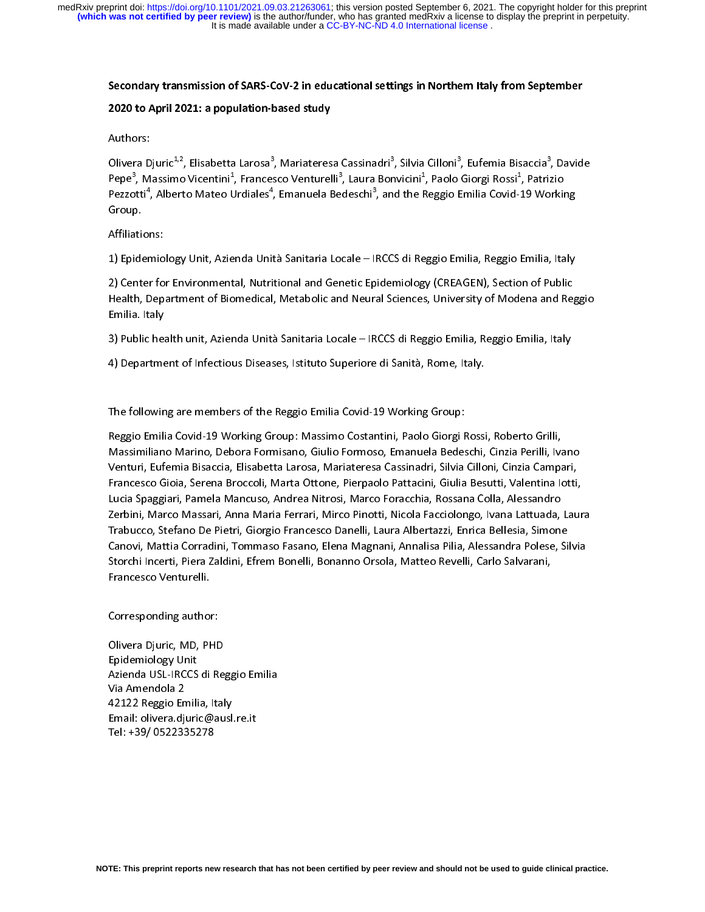# Secondary transmission of SARS-CoV-2 in educational settings in Northern Italy from September 2020 to April 2021: a population-based study

Authors:

Olivera Djuric[1,2], Elisabetta Larosa[3], Mariateresa Cassinadri[3], Silvia Cilloni[3], Eufemia Bisaccia[3], Davide Pepe[3], Massimo Vicentini[1], Francesco Venturelli[3], Laura Bonvicini[1], Paolo Giorgi Rossi[1], Patrizio Pezzotti[4], Alberto Mateo Urdiales[4], Emanuela Bedeschi[3], and the Reggio Emilia Covid-19 Working Group.

Affiliations:

1) Epidemiology Unit, Azienda Unità Sanitaria Locale – IRCCS di Reggio Emilia, Reggio Emilia, Italy

2) Center for Environmental, Nutritional and Genetic Epidemiology (CREAGEN), Section of Public Health, Department of Biomedical, Metabolic and Neural Sciences, University of Modena and Reggio Emilia. Italy

3) Public health unit, Azienda Unità Sanitaria Locale – IRCCS di Reggio Emilia, Reggio Emilia, Italy

4) Department of Infectious Diseases, Istituto Superiore di Sanità, Rome, Italy.

The following are members of the Reggio Emilia Covid-19 Working Group:

Reggio Emilia Covid-19 Working Group: Massimo Costantini, Paolo Giorgi Rossi, Roberto Grilli, Massimiliano Marino, Debora Formisano, Giulio Formoso, Emanuela Bedeschi, Cinzia Perilli, Ivano Venturi, Eufemia Bisaccia, Elisabetta Larosa, Mariateresa Cassinadri, Silvia Cilloni, Cinzia Campari, Francesco Gioia, Serena Broccoli, Marta Ottone, Pierpaolo Pattacini, Giulia Besutti, Valentina Iotti, Lucia Spaggiari, Pamela Mancuso, Andrea Nitrosi, Marco Foracchia, Rossana Colla, Alessandro Zerbini, Marco Massari, Anna Maria Ferrari, Mirco Pinotti, Nicola Facciolongo, Ivana Lattuada, Laura Trabucco, Stefano De Pietri, Giorgio Francesco Danelli, Laura Albertazzi, Enrica Bellesia, Simone Canovi, Mattia Corradini, Tommaso Fasano, Elena Magnani, Annalisa Pilia, Alessandra Polese, Silvia Storchi Incerti, Piera Zaldini, Efrem Bonelli, Bonanno Orsola, Matteo Revelli, Carlo Salvarani, Francesco Venturelli.

Corresponding author:

Olivera Djuric, MD, PHD
Epidemiology Unit
Azienda USL-IRCCS di Reggio Emilia
Via Amendola 2
42122 Reggio Emilia, Italy
Email: olivera.djuric@ausl.re.it
Tel: +39/ 0522335278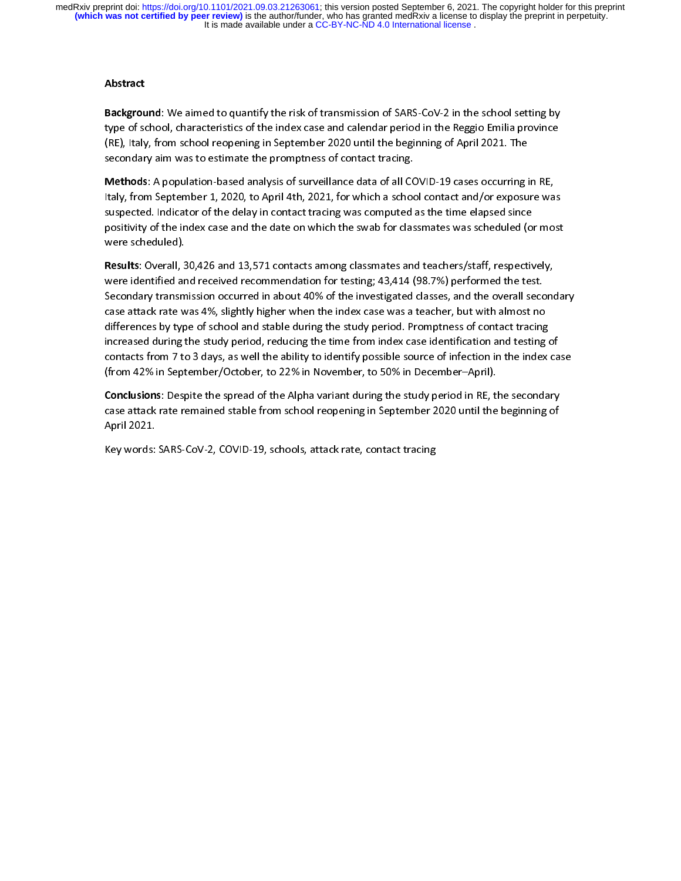## Abstract

**Background**: We aimed to quantify the risk of transmission of SARS-CoV-2 in the school setting by type of school, characteristics of the index case and calendar period in the Reggio Emilia province (RE), Italy, from school reopening in September 2020 until the beginning of April 2021. The secondary aim was to estimate the promptness of contact tracing.

**Methods**: A population-based analysis of surveillance data of all COVID-19 cases occurring in RE, Italy, from September 1, 2020, to April 4th, 2021, for which a school contact and/or exposure was suspected. Indicator of the delay in contact tracing was computed as the time elapsed since positivity of the index case and the date on which the swab for classmates was scheduled (or most were scheduled).

**Results**: Overall, 30,426 and 13,571 contacts among classmates and teachers/staff, respectively, were identified and received recommendation for testing; 43,414 (98.7%) performed the test. Secondary transmission occurred in about 40% of the investigated classes, and the overall secondary case attack rate was 4%, slightly higher when the index case was a teacher, but with almost no differences by type of school and stable during the study period. Promptness of contact tracing increased during the study period, reducing the time from index case identification and testing of contacts from 7 to 3 days, as well the ability to identify possible source of infection in the index case (from 42% in September/October, to 22% in November, to 50% in December–April).

**Conclusions**: Despite the spread of the Alpha variant during the study period in RE, the secondary case attack rate remained stable from school reopening in September 2020 until the beginning of April 2021.

Key words: SARS-CoV-2, COVID-19, schools, attack rate, contact tracing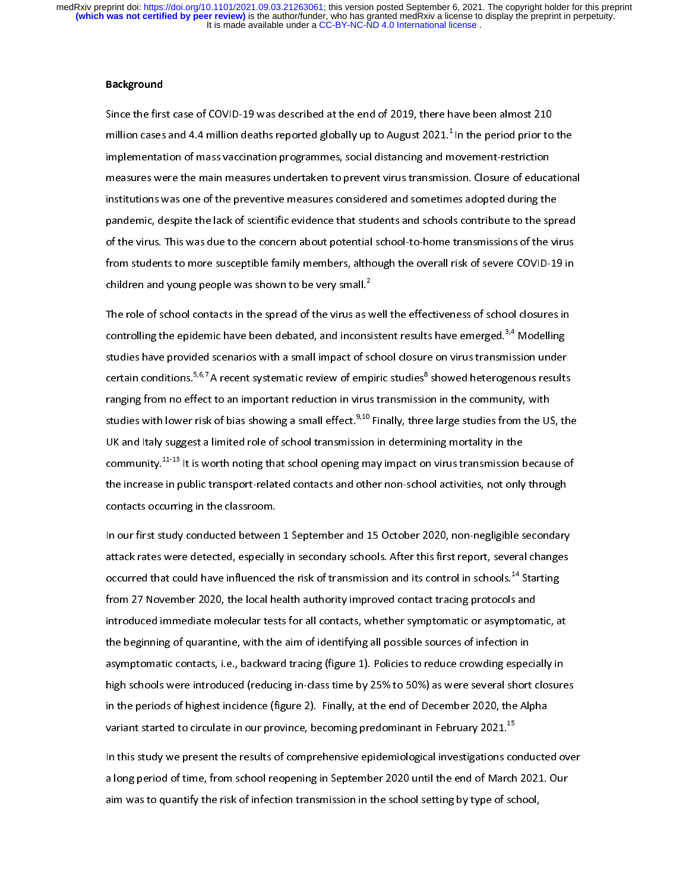## Background

Since the first case of COVID-19 was described at the end of 2019, there have been almost 210 million cases and 4.4 million deaths reported globally up to August 2021.[1] In the period prior to the implementation of mass vaccination programmes, social distancing and movement-restriction measures were the main measures undertaken to prevent virus transmission. Closure of educational institutions was one of the preventive measures considered and sometimes adopted during the pandemic, despite the lack of scientific evidence that students and schools contribute to the spread of the virus. This was due to the concern about potential school-to-home transmissions of the virus from students to more susceptible family members, although the overall risk of severe COVID-19 in children and young people was shown to be very small.[2]

The role of school contacts in the spread of the virus as well the effectiveness of school closures in controlling the epidemic have been debated, and inconsistent results have emerged.[3,4] Modelling studies have provided scenarios with a small impact of school closure on virus transmission under certain conditions.[5,6,7] A recent systematic review of empiric studies[8] showed heterogenous results ranging from no effect to an important reduction in virus transmission in the community, with studies with lower risk of bias showing a small effect.[9,10] Finally, three large studies from the US, the UK and Italy suggest a limited role of school transmission in determining mortality in the community.[11-13] It is worth noting that school opening may impact on virus transmission because of the increase in public transport-related contacts and other non-school activities, not only through contacts occurring in the classroom.

In our first study conducted between 1 September and 15 October 2020, non-negligible secondary attack rates were detected, especially in secondary schools. After this first report, several changes occurred that could have influenced the risk of transmission and its control in schools.[14] Starting from 27 November 2020, the local health authority improved contact tracing protocols and introduced immediate molecular tests for all contacts, whether symptomatic or asymptomatic, at the beginning of quarantine, with the aim of identifying all possible sources of infection in asymptomatic contacts, i.e., backward tracing (figure 1). Policies to reduce crowding especially in high schools were introduced (reducing in-class time by 25% to 50%) as were several short closures in the periods of highest incidence (figure 2). Finally, at the end of December 2020, the Alpha variant started to circulate in our province, becoming predominant in February 2021.[15]

In this study we present the results of comprehensive epidemiological investigations conducted over a long period of time, from school reopening in September 2020 until the end of March 2021. Our aim was to quantify the risk of infection transmission in the school setting by type of school,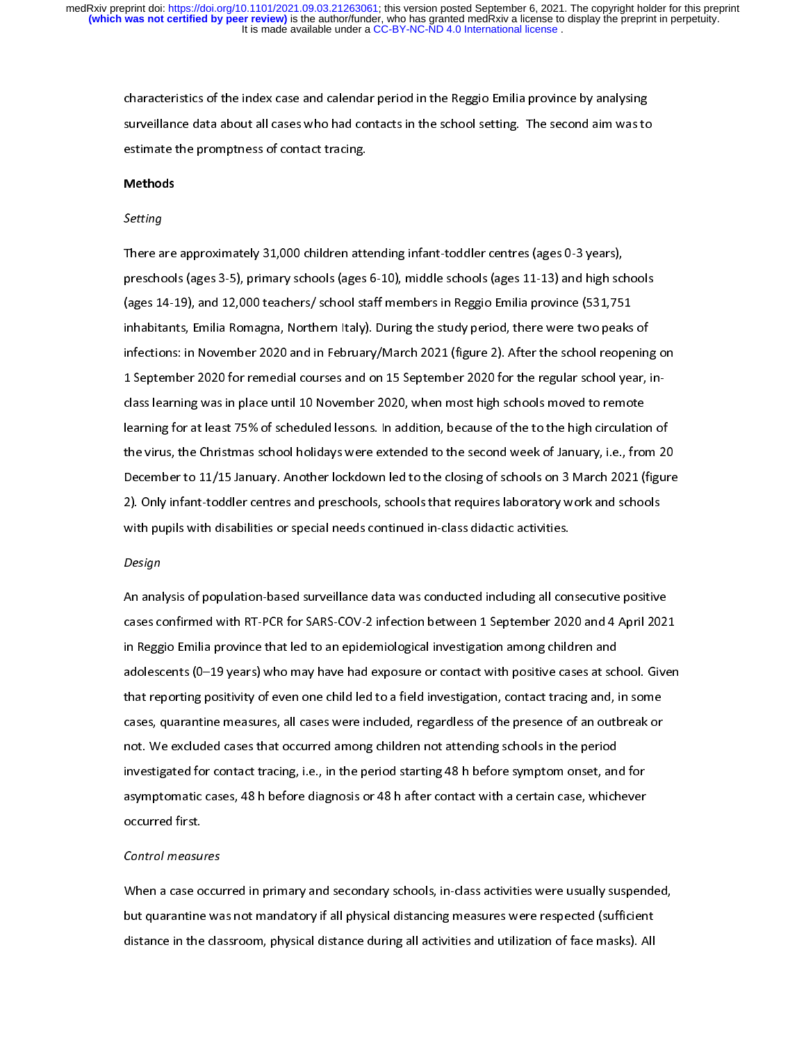characteristics of the index case and calendar period in the Reggio Emilia province by analysing surveillance data about all cases who had contacts in the school setting. The second aim was to estimate the promptness of contact tracing.

## Methods

### *Setting*

There are approximately 31,000 children attending infant-toddler centres (ages 0-3 years), preschools (ages 3-5), primary schools (ages 6-10), middle schools (ages 11-13) and high schools (ages 14-19), and 12,000 teachers/ school staff members in Reggio Emilia province (531,751 inhabitants, Emilia Romagna, Northern Italy). During the study period, there were two peaks of infections: in November 2020 and in February/March 2021 (figure 2). After the school reopening on 1 September 2020 for remedial courses and on 15 September 2020 for the regular school year, in-class learning was in place until 10 November 2020, when most high schools moved to remote learning for at least 75% of scheduled lessons. In addition, because of the to the high circulation of the virus, the Christmas school holidays were extended to the second week of January, i.e., from 20 December to 11/15 January. Another lockdown led to the closing of schools on 3 March 2021 (figure 2). Only infant-toddler centres and preschools, schools that requires laboratory work and schools with pupils with disabilities or special needs continued in-class didactic activities.

### *Design*

An analysis of population-based surveillance data was conducted including all consecutive positive cases confirmed with RT-PCR for SARS-COV-2 infection between 1 September 2020 and 4 April 2021 in Reggio Emilia province that led to an epidemiological investigation among children and adolescents (0–19 years) who may have had exposure or contact with positive cases at school. Given that reporting positivity of even one child led to a field investigation, contact tracing and, in some cases, quarantine measures, all cases were included, regardless of the presence of an outbreak or not. We excluded cases that occurred among children not attending schools in the period investigated for contact tracing, i.e., in the period starting 48 h before symptom onset, and for asymptomatic cases, 48 h before diagnosis or 48 h after contact with a certain case, whichever occurred first.

### *Control measures*

When a case occurred in primary and secondary schools, in-class activities were usually suspended, but quarantine was not mandatory if all physical distancing measures were respected (sufficient distance in the classroom, physical distance during all activities and utilization of face masks). All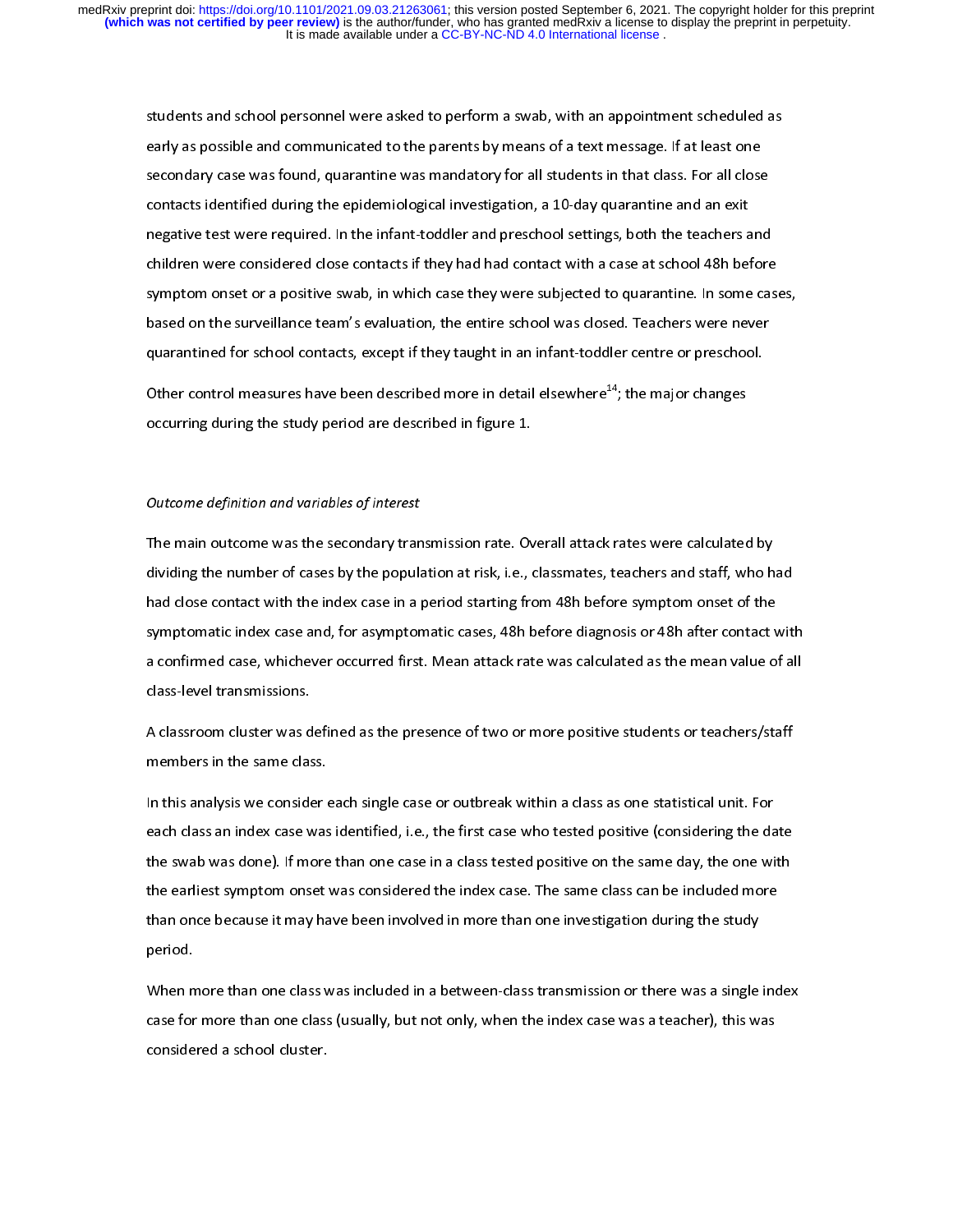students and school personnel were asked to perform a swab, with an appointment scheduled as early as possible and communicated to the parents by means of a text message. If at least one secondary case was found, quarantine was mandatory for all students in that class. For all close contacts identified during the epidemiological investigation, a 10-day quarantine and an exit negative test were required. In the infant-toddler and preschool settings, both the teachers and children were considered close contacts if they had had contact with a case at school 48h before symptom onset or a positive swab, in which case they were subjected to quarantine. In some cases, based on the surveillance team's evaluation, the entire school was closed. Teachers were never quarantined for school contacts, except if they taught in an infant-toddler centre or preschool.

Other control measures have been described more in detail elsewhere[14]; the major changes occurring during the study period are described in figure 1.

*Outcome definition and variables of interest*

The main outcome was the secondary transmission rate. Overall attack rates were calculated by dividing the number of cases by the population at risk, i.e., classmates, teachers and staff, who had had close contact with the index case in a period starting from 48h before symptom onset of the symptomatic index case and, for asymptomatic cases, 48h before diagnosis or 48h after contact with a confirmed case, whichever occurred first. Mean attack rate was calculated as the mean value of all class-level transmissions.

A classroom cluster was defined as the presence of two or more positive students or teachers/staff members in the same class.

In this analysis we consider each single case or outbreak within a class as one statistical unit. For each class an index case was identified, i.e., the first case who tested positive (considering the date the swab was done). If more than one case in a class tested positive on the same day, the one with the earliest symptom onset was considered the index case. The same class can be included more than once because it may have been involved in more than one investigation during the study period.

When more than one class was included in a between-class transmission or there was a single index case for more than one class (usually, but not only, when the index case was a teacher), this was considered a school cluster.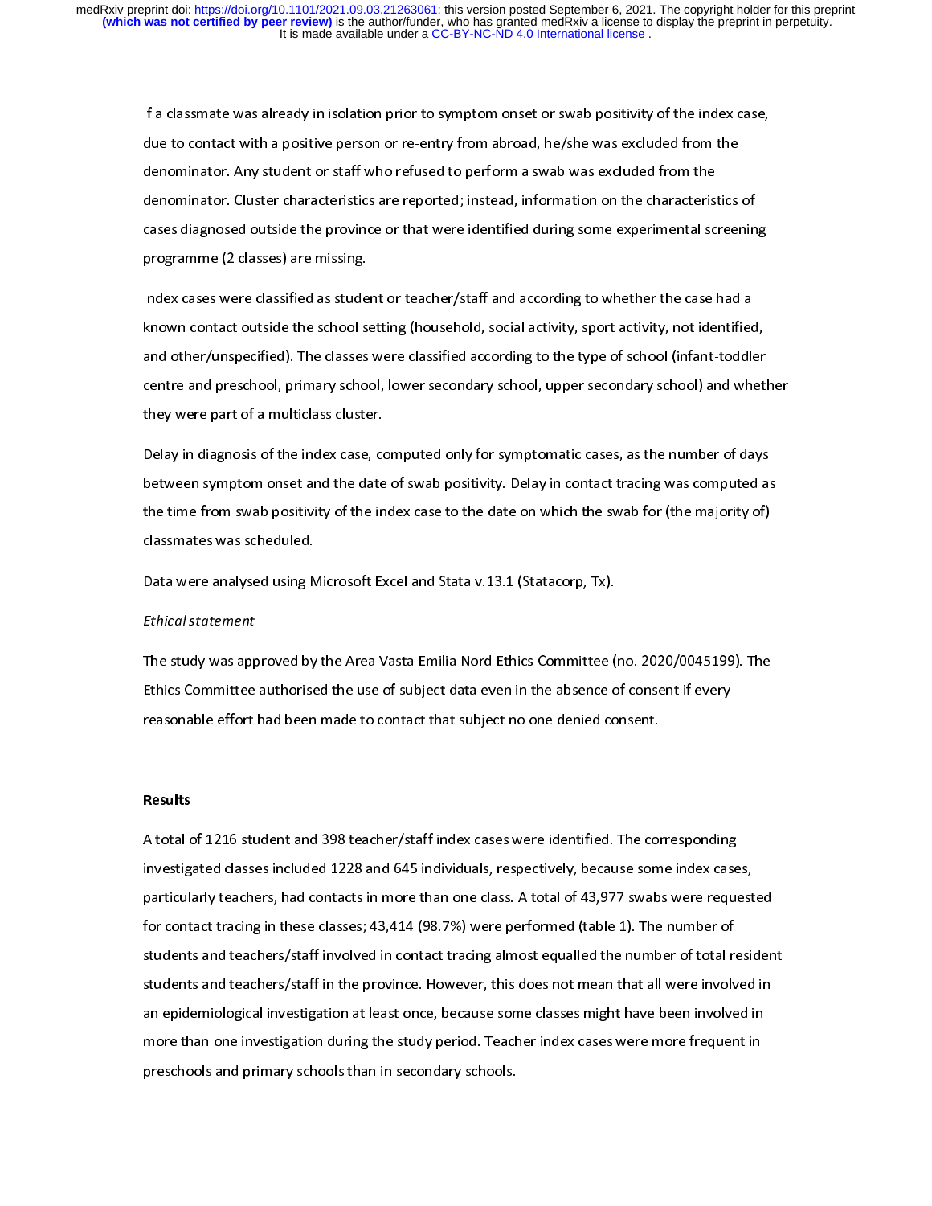If a classmate was already in isolation prior to symptom onset or swab positivity of the index case, due to contact with a positive person or re-entry from abroad, he/she was excluded from the denominator. Any student or staff who refused to perform a swab was excluded from the denominator. Cluster characteristics are reported; instead, information on the characteristics of cases diagnosed outside the province or that were identified during some experimental screening programme (2 classes) are missing.

Index cases were classified as student or teacher/staff and according to whether the case had a known contact outside the school setting (household, social activity, sport activity, not identified, and other/unspecified). The classes were classified according to the type of school (infant-toddler centre and preschool, primary school, lower secondary school, upper secondary school) and whether they were part of a multiclass cluster.

Delay in diagnosis of the index case, computed only for symptomatic cases, as the number of days between symptom onset and the date of swab positivity. Delay in contact tracing was computed as the time from swab positivity of the index case to the date on which the swab for (the majority of) classmates was scheduled.

Data were analysed using Microsoft Excel and Stata v.13.1 (Statacorp, Tx).

*Ethical statement*

The study was approved by the Area Vasta Emilia Nord Ethics Committee (no. 2020/0045199). The Ethics Committee authorised the use of subject data even in the absence of consent if every reasonable effort had been made to contact that subject no one denied consent.

## Results

A total of 1216 student and 398 teacher/staff index cases were identified. The corresponding investigated classes included 1228 and 645 individuals, respectively, because some index cases, particularly teachers, had contacts in more than one class. A total of 43,977 swabs were requested for contact tracing in these classes; 43,414 (98.7%) were performed (table 1). The number of students and teachers/staff involved in contact tracing almost equalled the number of total resident students and teachers/staff in the province. However, this does not mean that all were involved in an epidemiological investigation at least once, because some classes might have been involved in more than one investigation during the study period. Teacher index cases were more frequent in preschools and primary schools than in secondary schools.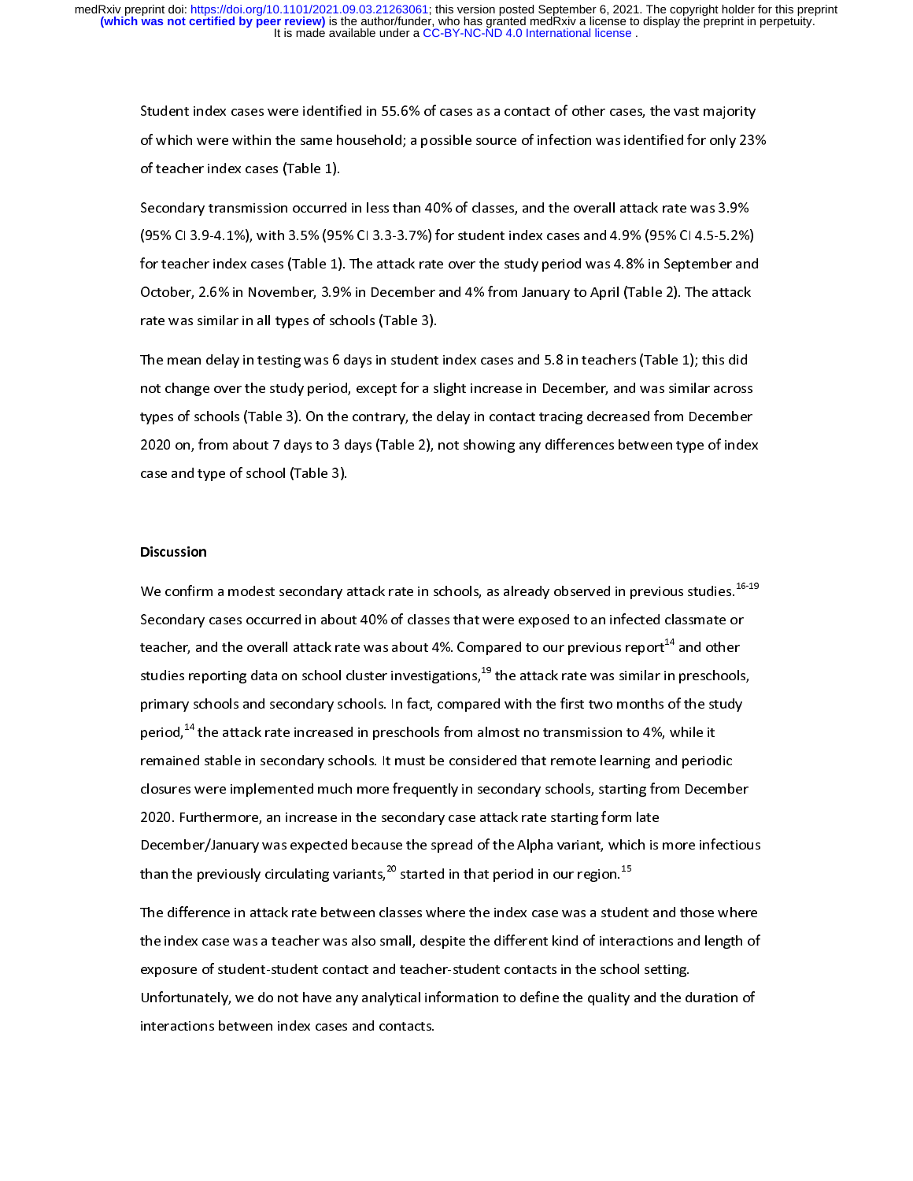Student index cases were identified in 55.6% of cases as a contact of other cases, the vast majority of which were within the same household; a possible source of infection was identified for only 23% of teacher index cases (Table 1).

Secondary transmission occurred in less than 40% of classes, and the overall attack rate was 3.9% (95% CI 3.9-4.1%), with 3.5% (95% CI 3.3-3.7%) for student index cases and 4.9% (95% CI 4.5-5.2%) for teacher index cases (Table 1). The attack rate over the study period was 4.8% in September and October, 2.6% in November, 3.9% in December and 4% from January to April (Table 2). The attack rate was similar in all types of schools (Table 3).

The mean delay in testing was 6 days in student index cases and 5.8 in teachers (Table 1); this did not change over the study period, except for a slight increase in December, and was similar across types of schools (Table 3). On the contrary, the delay in contact tracing decreased from December 2020 on, from about 7 days to 3 days (Table 2), not showing any differences between type of index case and type of school (Table 3).

## Discussion

We confirm a modest secondary attack rate in schools, as already observed in previous studies.[16-19] Secondary cases occurred in about 40% of classes that were exposed to an infected classmate or teacher, and the overall attack rate was about 4%. Compared to our previous report[14] and other studies reporting data on school cluster investigations,[19] the attack rate was similar in preschools, primary schools and secondary schools. In fact, compared with the first two months of the study period,[14] the attack rate increased in preschools from almost no transmission to 4%, while it remained stable in secondary schools. It must be considered that remote learning and periodic closures were implemented much more frequently in secondary schools, starting from December 2020. Furthermore, an increase in the secondary case attack rate starting form late December/January was expected because the spread of the Alpha variant, which is more infectious than the previously circulating variants,[20] started in that period in our region.[15]

The difference in attack rate between classes where the index case was a student and those where the index case was a teacher was also small, despite the different kind of interactions and length of exposure of student-student contact and teacher-student contacts in the school setting. Unfortunately, we do not have any analytical information to define the quality and the duration of interactions between index cases and contacts.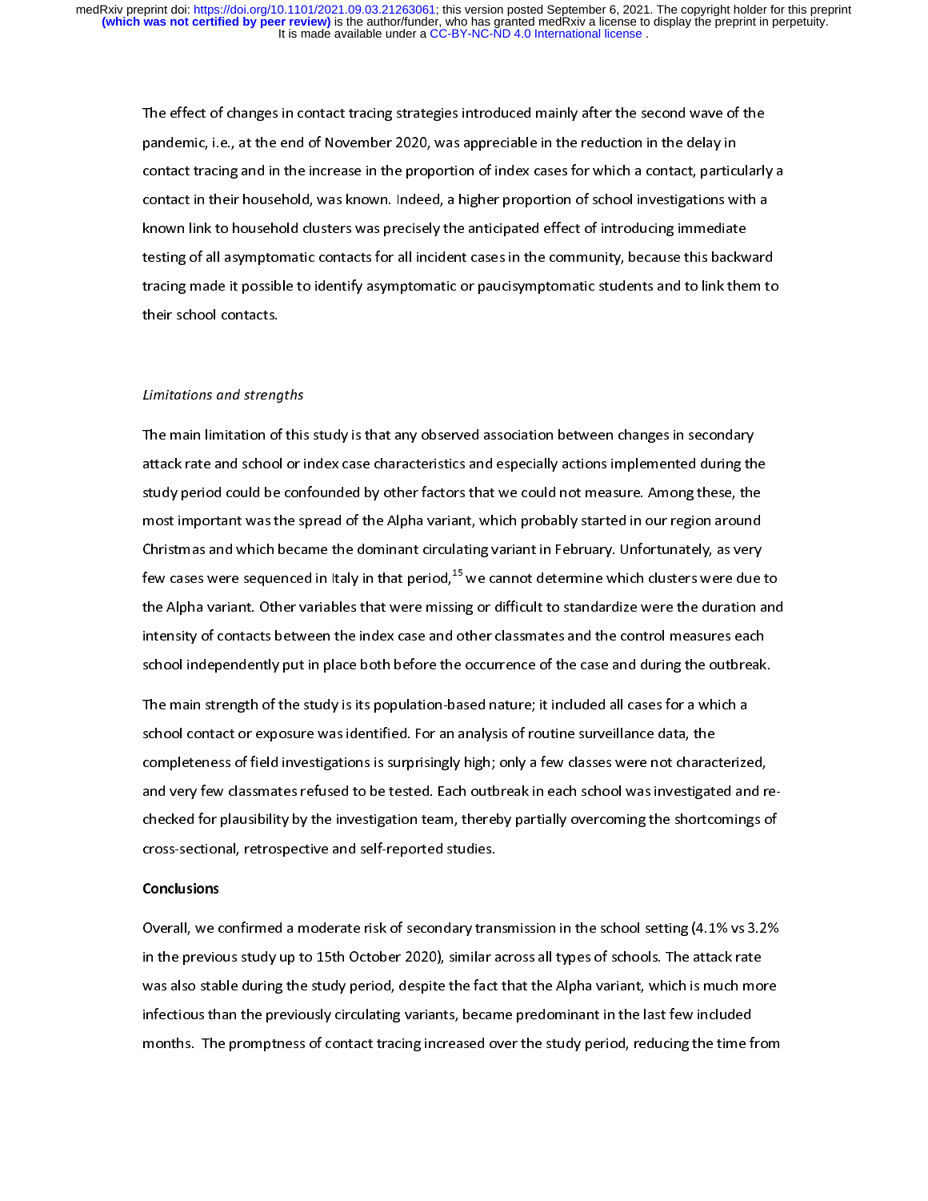The effect of changes in contact tracing strategies introduced mainly after the second wave of the pandemic, i.e., at the end of November 2020, was appreciable in the reduction in the delay in contact tracing and in the increase in the proportion of index cases for which a contact, particularly a contact in their household, was known. Indeed, a higher proportion of school investigations with a known link to household clusters was precisely the anticipated effect of introducing immediate testing of all asymptomatic contacts for all incident cases in the community, because this backward tracing made it possible to identify asymptomatic or paucisymptomatic students and to link them to their school contacts.

*Limitations and strengths*

The main limitation of this study is that any observed association between changes in secondary attack rate and school or index case characteristics and especially actions implemented during the study period could be confounded by other factors that we could not measure. Among these, the most important was the spread of the Alpha variant, which probably started in our region around Christmas and which became the dominant circulating variant in February. Unfortunately, as very few cases were sequenced in Italy in that period,[15] we cannot determine which clusters were due to the Alpha variant. Other variables that were missing or difficult to standardize were the duration and intensity of contacts between the index case and other classmates and the control measures each school independently put in place both before the occurrence of the case and during the outbreak.

The main strength of the study is its population-based nature; it included all cases for a which a school contact or exposure was identified. For an analysis of routine surveillance data, the completeness of field investigations is surprisingly high; only a few classes were not characterized, and very few classmates refused to be tested. Each outbreak in each school was investigated and re-checked for plausibility by the investigation team, thereby partially overcoming the shortcomings of cross-sectional, retrospective and self-reported studies.

**Conclusions**

Overall, we confirmed a moderate risk of secondary transmission in the school setting (4.1% vs 3.2% in the previous study up to 15th October 2020), similar across all types of schools. The attack rate was also stable during the study period, despite the fact that the Alpha variant, which is much more infectious than the previously circulating variants, became predominant in the last few included months. The promptness of contact tracing increased over the study period, reducing the time from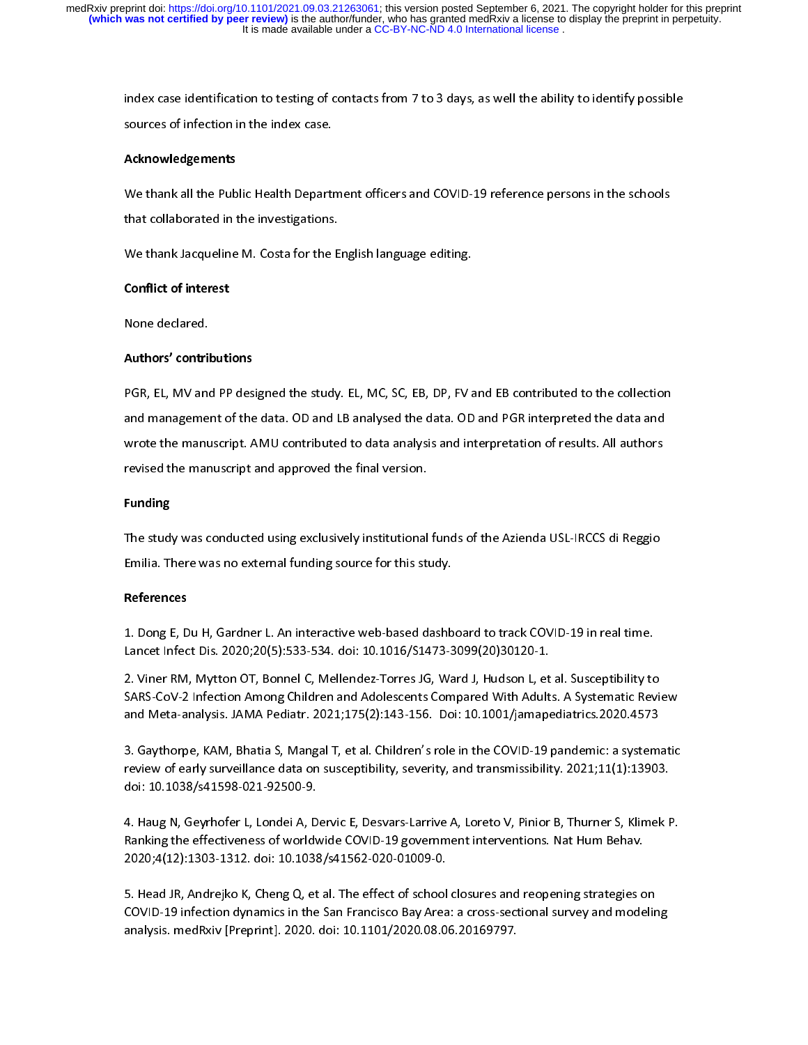index case identification to testing of contacts from 7 to 3 days, as well the ability to identify possible sources of infection in the index case.

## Acknowledgements

We thank all the Public Health Department officers and COVID-19 reference persons in the schools that collaborated in the investigations.

We thank Jacqueline M. Costa for the English language editing.

## Conflict of interest

None declared.

## Authors' contributions

PGR, EL, MV and PP designed the study. EL, MC, SC, EB, DP, FV and EB contributed to the collection and management of the data. OD and LB analysed the data. OD and PGR interpreted the data and wrote the manuscript. AMU contributed to data analysis and interpretation of results. All authors revised the manuscript and approved the final version.

## Funding

The study was conducted using exclusively institutional funds of the Azienda USL-IRCCS di Reggio Emilia. There was no external funding source for this study.

## References

1. Dong E, Du H, Gardner L. An interactive web-based dashboard to track COVID-19 in real time. Lancet Infect Dis. 2020;20(5):533-534. doi: 10.1016/S1473-3099(20)30120-1.

2. Viner RM, Mytton OT, Bonnel C, Mellendez-Torres JG, Ward J, Hudson L, et al. Susceptibility to SARS-CoV-2 Infection Among Children and Adolescents Compared With Adults. A Systematic Review and Meta-analysis. JAMA Pediatr. 2021;175(2):143-156. Doi: 10.1001/jamapediatrics.2020.4573

3. Gaythorpe, KAM, Bhatia S, Mangal T, et al. Children's role in the COVID-19 pandemic: a systematic review of early surveillance data on susceptibility, severity, and transmissibility. 2021;11(1):13903. doi: 10.1038/s41598-021-92500-9.

4. Haug N, Geyrhofer L, Londei A, Dervic E, Desvars-Larrive A, Loreto V, Pinior B, Thurner S, Klimek P. Ranking the effectiveness of worldwide COVID-19 government interventions. Nat Hum Behav. 2020;4(12):1303-1312. doi: 10.1038/s41562-020-01009-0.

5. Head JR, Andrejko K, Cheng Q, et al. The effect of school closures and reopening strategies on COVID-19 infection dynamics in the San Francisco Bay Area: a cross-sectional survey and modeling analysis. medRxiv [Preprint]. 2020. doi: 10.1101/2020.08.06.20169797.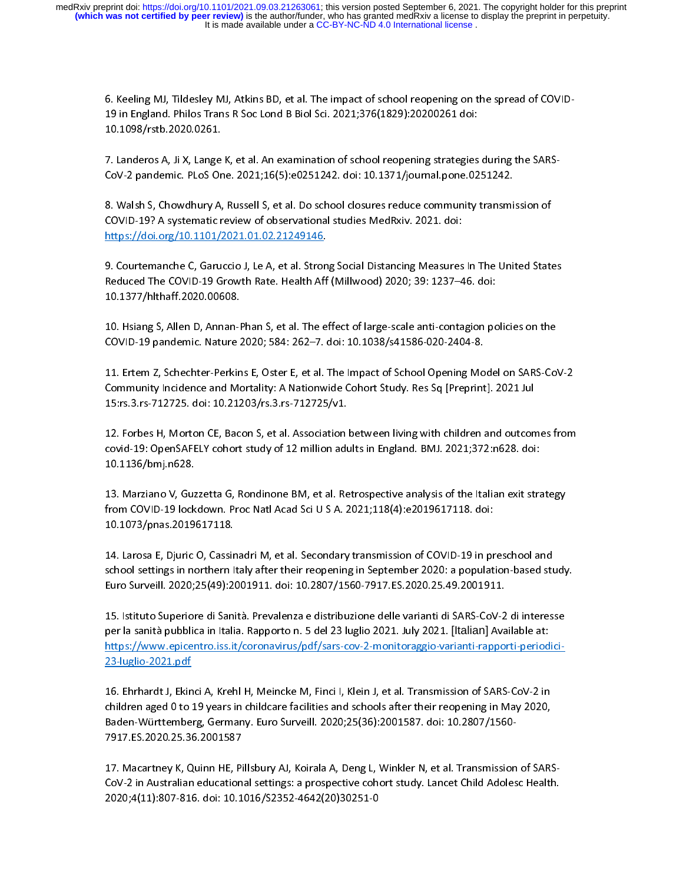6. Keeling MJ, Tildesley MJ, Atkins BD, et al. The impact of school reopening on the spread of COVID-19 in England. Philos Trans R Soc Lond B Biol Sci. 2021;376(1829):20200261 doi: 10.1098/rstb.2020.0261.

7. Landeros A, Ji X, Lange K, et al. An examination of school reopening strategies during the SARS-CoV-2 pandemic. PLoS One. 2021;16(5):e0251242. doi: 10.1371/journal.pone.0251242.

8. Walsh S, Chowdhury A, Russell S, et al. Do school closures reduce community transmission of COVID-19? A systematic review of observational studies MedRxiv. 2021. doi: https://doi.org/10.1101/2021.01.02.21249146.

9. Courtemanche C, Garuccio J, Le A, et al. Strong Social Distancing Measures In The United States Reduced The COVID-19 Growth Rate. Health Aff (Millwood) 2020; 39: 1237–46. doi: 10.1377/hlthaff.2020.00608.

10. Hsiang S, Allen D, Annan-Phan S, et al. The effect of large-scale anti-contagion policies on the COVID-19 pandemic. Nature 2020; 584: 262–7. doi: 10.1038/s41586-020-2404-8.

11. Ertem Z, Schechter-Perkins E, Oster E, et al. The Impact of School Opening Model on SARS-CoV-2 Community Incidence and Mortality: A Nationwide Cohort Study. Res Sq [Preprint]. 2021 Jul 15:rs.3.rs-712725. doi: 10.21203/rs.3.rs-712725/v1.

12. Forbes H, Morton CE, Bacon S, et al. Association between living with children and outcomes from covid-19: OpenSAFELY cohort study of 12 million adults in England. BMJ. 2021;372:n628. doi: 10.1136/bmj.n628.

13. Marziano V, Guzzetta G, Rondinone BM, et al. Retrospective analysis of the Italian exit strategy from COVID-19 lockdown. Proc Natl Acad Sci U S A. 2021;118(4):e2019617118. doi: 10.1073/pnas.2019617118.

14. Larosa E, Djuric O, Cassinadri M, et al. Secondary transmission of COVID-19 in preschool and school settings in northern Italy after their reopening in September 2020: a population-based study. Euro Surveill. 2020;25(49):2001911. doi: 10.2807/1560-7917.ES.2020.25.49.2001911.

15. Istituto Superiore di Sanità. Prevalenza e distribuzione delle varianti di SARS-CoV-2 di interesse per la sanità pubblica in Italia. Rapporto n. 5 del 23 luglio 2021. July 2021. [Italian] Available at: https://www.epicentro.iss.it/coronavirus/pdf/sars-cov-2-monitoraggio-varianti-rapporti-periodici-23-luglio-2021.pdf

16. Ehrhardt J, Ekinci A, Krehl H, Meincke M, Finci I, Klein J, et al. Transmission of SARS-CoV-2 in children aged 0 to 19 years in childcare facilities and schools after their reopening in May 2020, Baden-Württemberg, Germany. Euro Surveill. 2020;25(36):2001587. doi: 10.2807/1560-7917.ES.2020.25.36.2001587

17. Macartney K, Quinn HE, Pillsbury AJ, Koirala A, Deng L, Winkler N, et al. Transmission of SARS-CoV-2 in Australian educational settings: a prospective cohort study. Lancet Child Adolesc Health. 2020;4(11):807-816. doi: 10.1016/S2352-4642(20)30251-0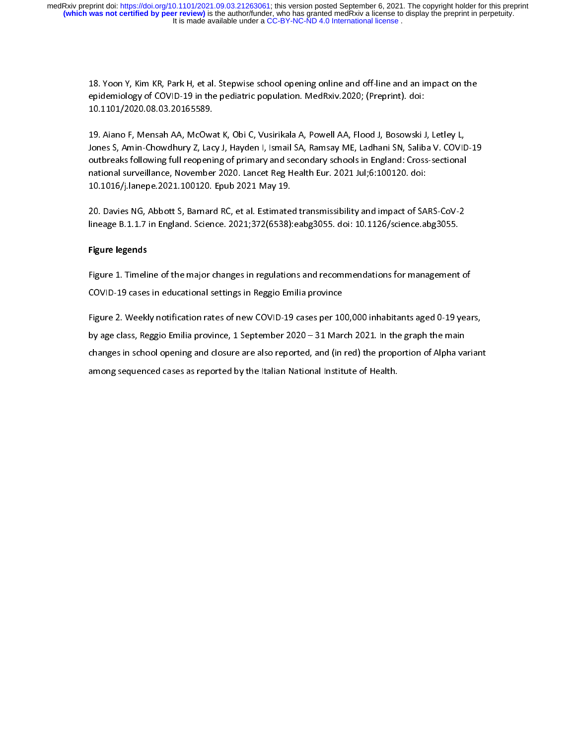18. Yoon Y, Kim KR, Park H, et al. Stepwise school opening online and off-line and an impact on the epidemiology of COVID-19 in the pediatric population. MedRxiv.2020; (Preprint). doi: 10.1101/2020.08.03.20165589.

19. Aiano F, Mensah AA, McOwat K, Obi C, Vusirikala A, Powell AA, Flood J, Bosowski J, Letley L, Jones S, Amin-Chowdhury Z, Lacy J, Hayden I, Ismail SA, Ramsay ME, Ladhani SN, Saliba V. COVID-19 outbreaks following full reopening of primary and secondary schools in England: Cross-sectional national surveillance, November 2020. Lancet Reg Health Eur. 2021 Jul;6:100120. doi: 10.1016/j.lanepe.2021.100120. Epub 2021 May 19.

20. Davies NG, Abbott S, Barnard RC, et al. Estimated transmissibility and impact of SARS-CoV-2 lineage B.1.1.7 in England. Science. 2021;372(6538):eabg3055. doi: 10.1126/science.abg3055.

## Figure legends

Figure 1. Timeline of the major changes in regulations and recommendations for management of COVID-19 cases in educational settings in Reggio Emilia province

Figure 2. Weekly notification rates of new COVID-19 cases per 100,000 inhabitants aged 0-19 years, by age class, Reggio Emilia province, 1 September 2020 – 31 March 2021. In the graph the main changes in school opening and closure are also reported, and (in red) the proportion of Alpha variant among sequenced cases as reported by the Italian National Institute of Health.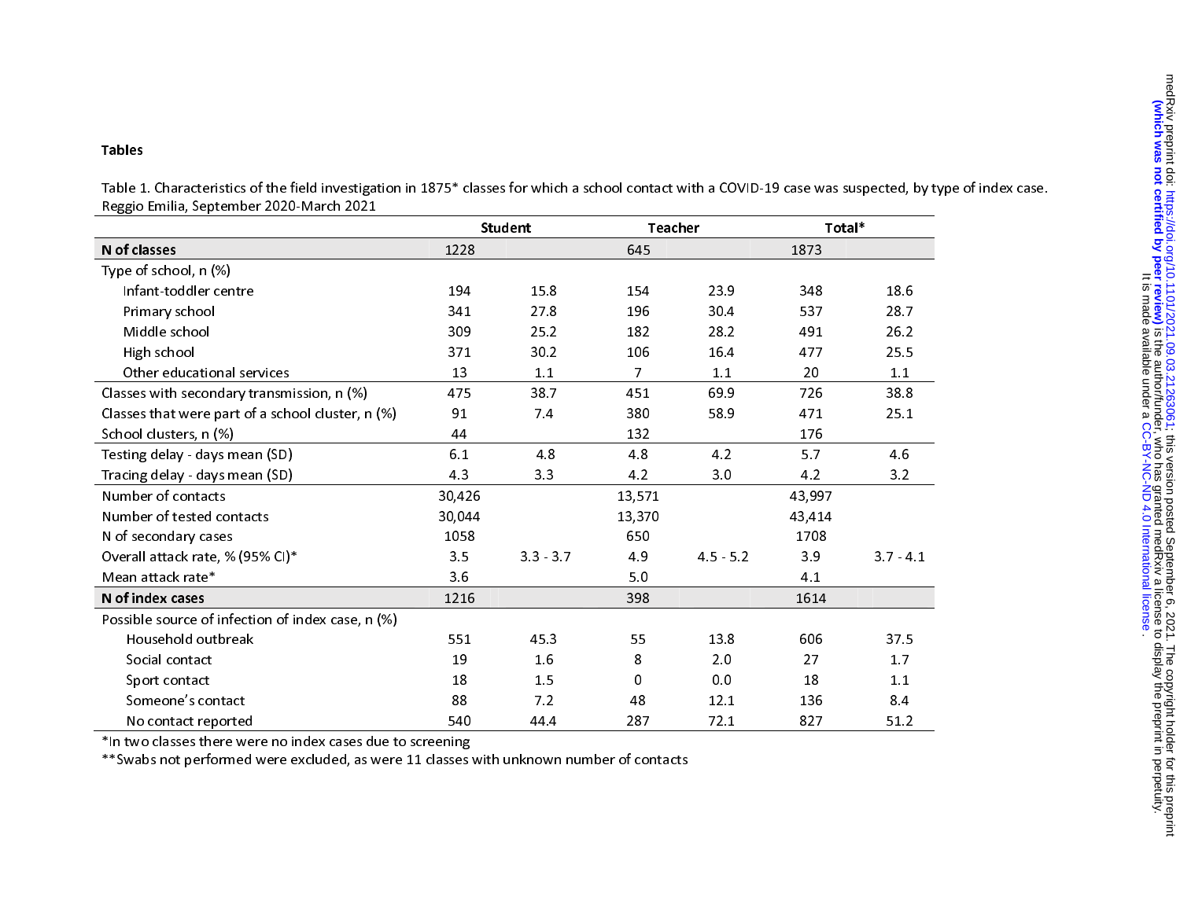## Tables

Table 1. Characteristics of the field investigation in 1875* classes for which a school contact with a COVID-19 case was suspected, by type of index case. Reggio Emilia, September 2020-March 2021

| | Student | | Teacher | | Total* | |
|---|---|---|---|---|---|---|
| **N of classes** | 1228 | | 645 | | 1873 | |
| Type of school, n (%) | | | | | | |
| Infant-toddler centre | 194 | 15.8 | 154 | 23.9 | 348 | 18.6 |
| Primary school | 341 | 27.8 | 196 | 30.4 | 537 | 28.7 |
| Middle school | 309 | 25.2 | 182 | 28.2 | 491 | 26.2 |
| High school | 371 | 30.2 | 106 | 16.4 | 477 | 25.5 |
| Other educational services | 13 | 1.1 | 7 | 1.1 | 20 | 1.1 |
| Classes with secondary transmission, n (%) | 475 | 38.7 | 451 | 69.9 | 726 | 38.8 |
| Classes that were part of a school cluster, n (%) | 91 | 7.4 | 380 | 58.9 | 471 | 25.1 |
| School clusters, n (%) | 44 | | 132 | | 176 | |
| Testing delay - days mean (SD) | 6.1 | 4.8 | 4.8 | 4.2 | 5.7 | 4.6 |
| Tracing delay - days mean (SD) | 4.3 | 3.3 | 4.2 | 3.0 | 4.2 | 3.2 |
| Number of contacts | 30,426 | | 13,571 | | 43,997 | |
| Number of tested contacts | 30,044 | | 13,370 | | 43,414 | |
| N of secondary cases | 1058 | | 650 | | 1708 | |
| Overall attack rate, % (95% CI)* | 3.5 | 3.3 - 3.7 | 4.9 | 4.5 - 5.2 | 3.9 | 3.7 - 4.1 |
| Mean attack rate* | 3.6 | | 5.0 | | 4.1 | |
| **N of index cases** | 1216 | | 398 | | 1614 | |
| Possible source of infection of index case, n (%) | | | | | | |
| Household outbreak | 551 | 45.3 | 55 | 13.8 | 606 | 37.5 |
| Social contact | 19 | 1.6 | 8 | 2.0 | 27 | 1.7 |
| Sport contact | 18 | 1.5 | 0 | 0.0 | 18 | 1.1 |
| Someone's contact | 88 | 7.2 | 48 | 12.1 | 136 | 8.4 |
| No contact reported | 540 | 44.4 | 287 | 72.1 | 827 | 51.2 |

*In two classes there were no index cases due to screening

**Swabs not performed were excluded, as were 11 classes with unknown number of contacts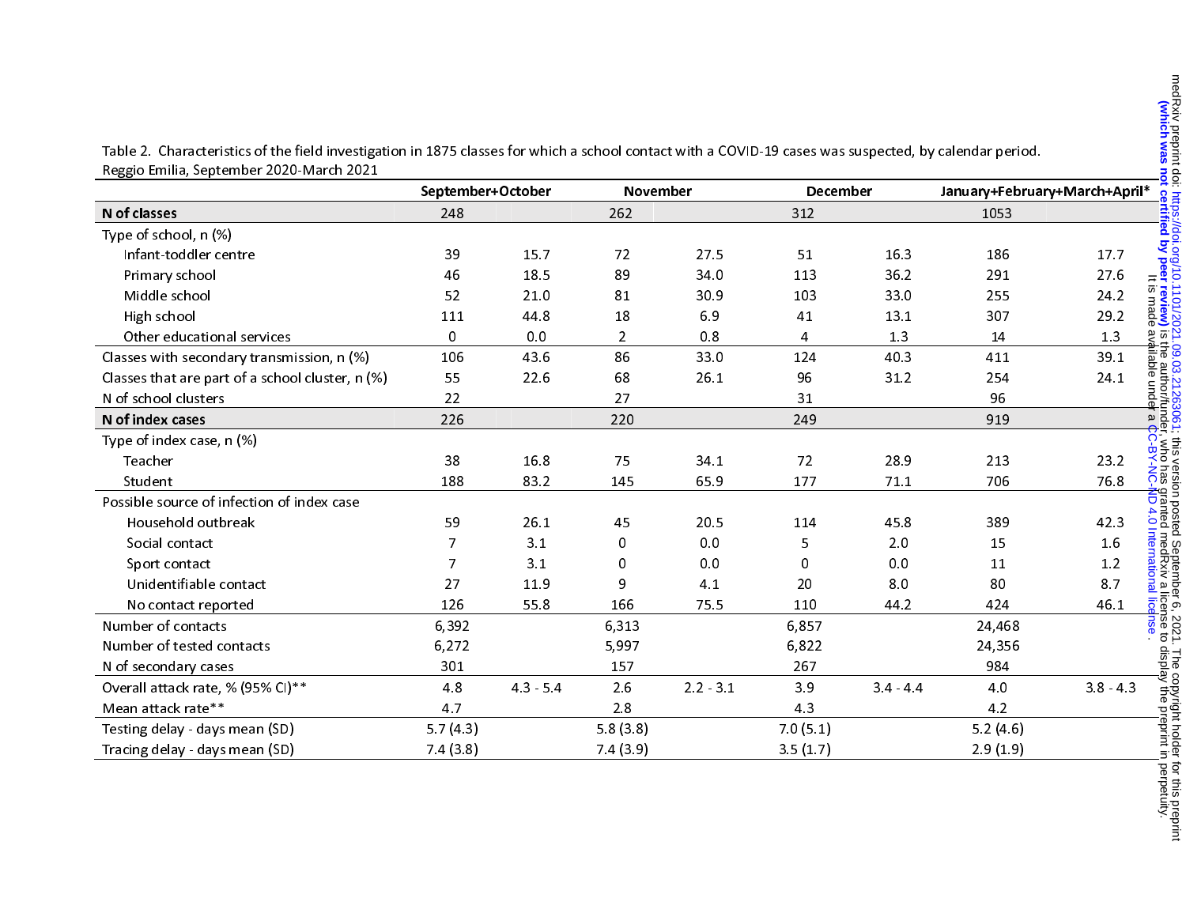Table 2. Characteristics of the field investigation in 1875 classes for which a school contact with a COVID-19 cases was suspected, by calendar period. Reggio Emilia, September 2020-March 2021

| | September+October | | November | | December | | January+February+March+April* | |
|---|---|---|---|---|---|---|---|---|
| **N of classes** | 248 | | 262 | | 312 | | 1053 | |
| Type of school, n (%) | | | | | | | | |
| Infant-toddler centre | 39 | 15.7 | 72 | 27.5 | 51 | 16.3 | 186 | 17.7 |
| Primary school | 46 | 18.5 | 89 | 34.0 | 113 | 36.2 | 291 | 27.6 |
| Middle school | 52 | 21.0 | 81 | 30.9 | 103 | 33.0 | 255 | 24.2 |
| High school | 111 | 44.8 | 18 | 6.9 | 41 | 13.1 | 307 | 29.2 |
| Other educational services | 0 | 0.0 | 2 | 0.8 | 4 | 1.3 | 14 | 1.3 |
| Classes with secondary transmission, n (%) | 106 | 43.6 | 86 | 33.0 | 124 | 40.3 | 411 | 39.1 |
| Classes that are part of a school cluster, n (%) | 55 | 22.6 | 68 | 26.1 | 96 | 31.2 | 254 | 24.1 |
| N of school clusters | 22 | | 27 | | 31 | | 96 | |
| **N of index cases** | 226 | | 220 | | 249 | | 919 | |
| Type of index case, n (%) | | | | | | | | |
| Teacher | 38 | 16.8 | 75 | 34.1 | 72 | 28.9 | 213 | 23.2 |
| Student | 188 | 83.2 | 145 | 65.9 | 177 | 71.1 | 706 | 76.8 |
| Possible source of infection of index case | | | | | | | | |
| Household outbreak | 59 | 26.1 | 45 | 20.5 | 114 | 45.8 | 389 | 42.3 |
| Social contact | 7 | 3.1 | 0 | 0.0 | 5 | 2.0 | 15 | 1.6 |
| Sport contact | 7 | 3.1 | 0 | 0.0 | 0 | 0.0 | 11 | 1.2 |
| Unidentifiable contact | 27 | 11.9 | 9 | 4.1 | 20 | 8.0 | 80 | 8.7 |
| No contact reported | 126 | 55.8 | 166 | 75.5 | 110 | 44.2 | 424 | 46.1 |
| Number of contacts | 6,392 | | 6,313 | | 6,857 | | 24,468 | |
| Number of tested contacts | 6,272 | | 5,997 | | 6,822 | | 24,356 | |
| N of secondary cases | 301 | | 157 | | 267 | | 984 | |
| Overall attack rate, % (95% CI)** | 4.8 | 4.3 - 5.4 | 2.6 | 2.2 - 3.1 | 3.9 | 3.4 - 4.4 | 4.0 | 3.8 - 4.3 |
| Mean attack rate** | 4.7 | | 2.8 | | 4.3 | | 4.2 | |
| Testing delay - days mean (SD) | 5.7 (4.3) | | 5.8 (3.8) | | 7.0 (5.1) | | 5.2 (4.6) | |
| Tracing delay - days mean (SD) | 7.4 (3.8) | | 7.4 (3.9) | | 3.5 (1.7) | | 2.9 (1.9) | |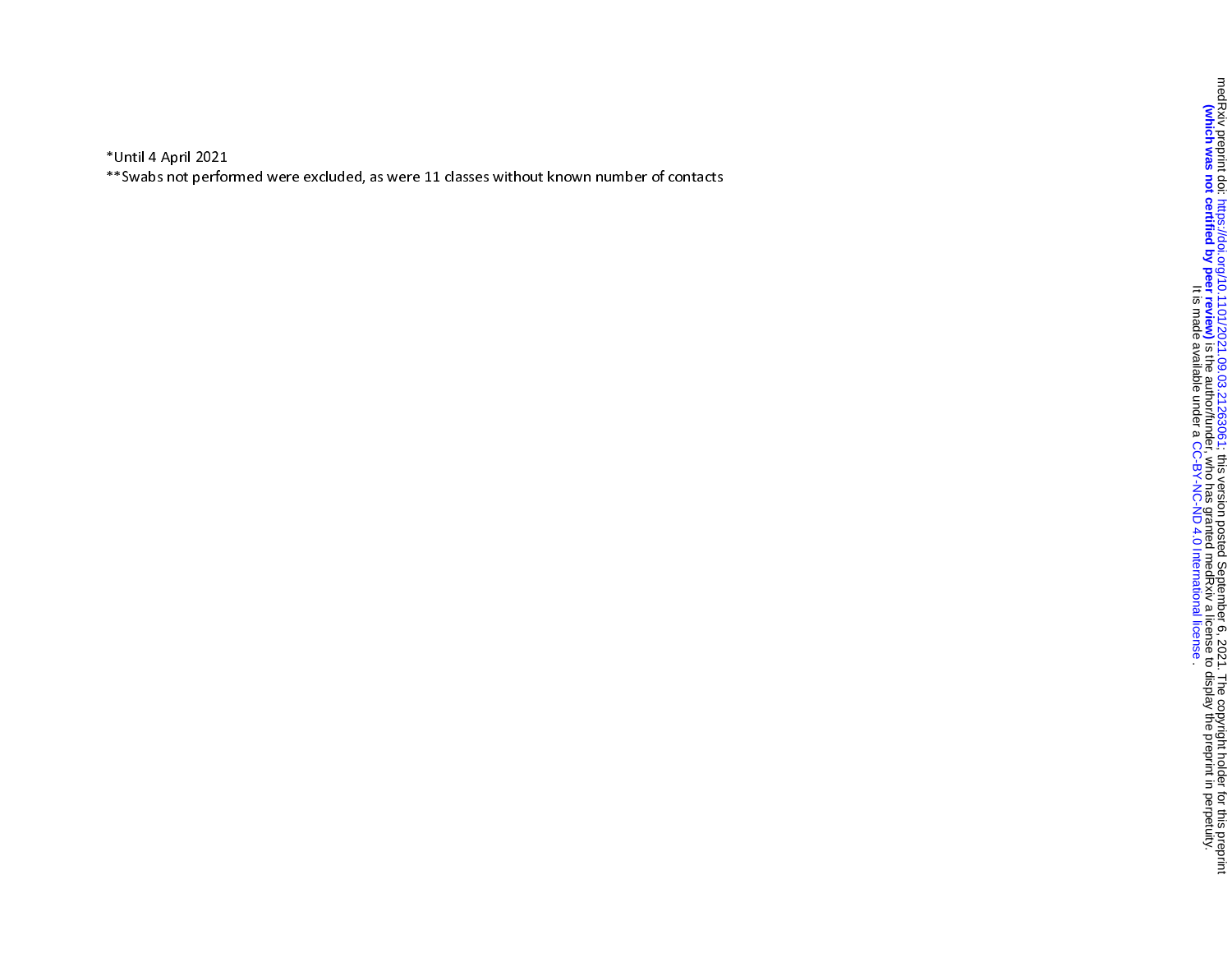*Until 4 April 2021

**Swabs not performed were excluded, as were 11 classes without known number of contacts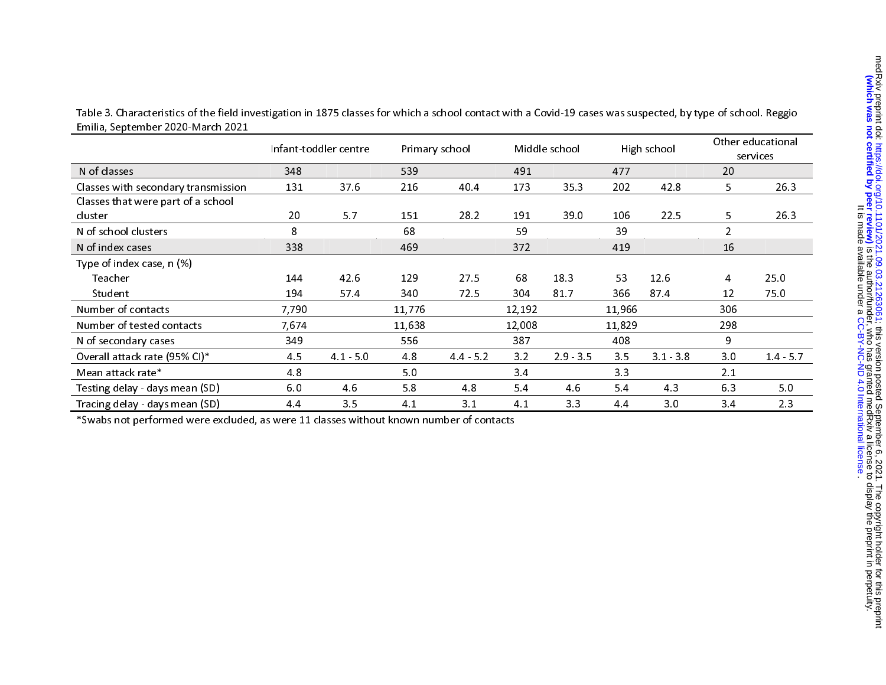Table 3. Characteristics of the field investigation in 1875 classes for which a school contact with a Covid-19 cases was suspected, by type of school. Reggio Emilia, September 2020-March 2021

| | Infant-toddler centre | | Primary school | | Middle school | | High school | | Other educational services | |
|---|---|---|---|---|---|---|---|---|---|---|
| N of classes | 348 | | 539 | | 491 | | 477 | | 20 | |
| Classes with secondary transmission | 131 | 37.6 | 216 | 40.4 | 173 | 35.3 | 202 | 42.8 | 5 | 26.3 |
| Classes that were part of a school cluster | 20 | 5.7 | 151 | 28.2 | 191 | 39.0 | 106 | 22.5 | 5 | 26.3 |
| N of school clusters | 8 | | 68 | | 59 | | 39 | | 2 | |
| N of index cases | 338 | | 469 | | 372 | | 419 | | 16 | |
| Type of index case, n (%) | | | | | | | | | | |
| Teacher | 144 | 42.6 | 129 | 27.5 | 68 | 18.3 | 53 | 12.6 | 4 | 25.0 |
| Student | 194 | 57.4 | 340 | 72.5 | 304 | 81.7 | 366 | 87.4 | 12 | 75.0 |
| Number of contacts | 7,790 | | 11,776 | | 12,192 | | 11,966 | | 306 | |
| Number of tested contacts | 7,674 | | 11,638 | | 12,008 | | 11,829 | | 298 | |
| N of secondary cases | 349 | | 556 | | 387 | | 408 | | 9 | |
| Overall attack rate (95% CI)* | 4.5 | 4.1 - 5.0 | 4.8 | 4.4 - 5.2 | 3.2 | 2.9 - 3.5 | 3.5 | 3.1 - 3.8 | 3.0 | 1.4 - 5.7 |
| Mean attack rate* | 4.8 | | 5.0 | | 3.4 | | 3.3 | | 2.1 | |
| Testing delay - days mean (SD) | 6.0 | 4.6 | 5.8 | 4.8 | 5.4 | 4.6 | 5.4 | 4.3 | 6.3 | 5.0 |
| Tracing delay - days mean (SD) | 4.4 | 3.5 | 4.1 | 3.1 | 4.1 | 3.3 | 4.4 | 3.0 | 3.4 | 2.3 |

*Swabs not performed were excluded, as were 11 classes without known number of contacts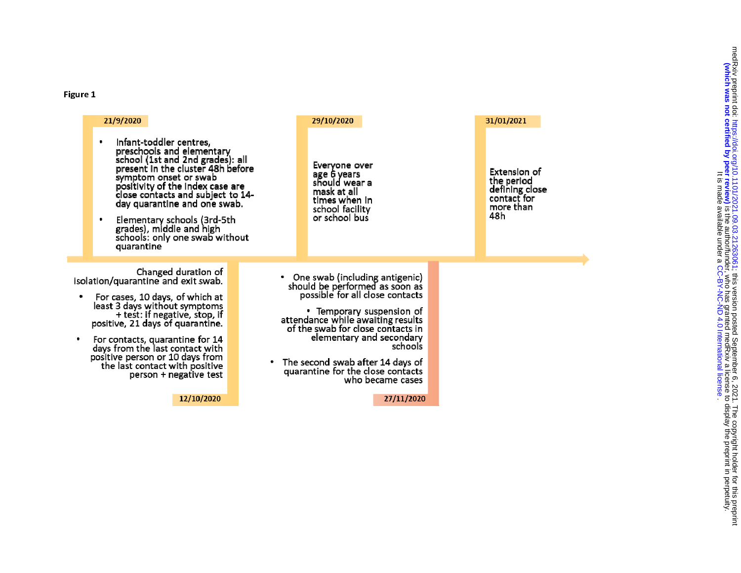Figure 1

**21/9/2020**

- Infant-toddler centres, preschools and elementary school (1st and 2nd grades): all present in the cluster 48h before symptom onset or swab positivity of the index case are close contacts and subject to 14-day quarantine and one swab.
- Elementary schools (3rd-5th grades), middle and high schools: only one swab without quarantine

**12/10/2020**

Changed duration of isolation/quarantine and exit swab.

- For cases, 10 days, of which at least 3 days without symptoms + test: if negative, stop, if positive, 21 days of quarantine.
- For contacts, quarantine for 14 days from the last contact with positive person or 10 days from the last contact with positive person + negative test

**29/10/2020**

Everyone over age 6 years should wear a mask at all times when in school facility or school bus

**27/11/2020**

- One swab (including antigenic) should be performed as soon as possible for all close contacts
- Temporary suspension of attendance while awaiting results of the swab for close contacts in elementary and secondary schools
- The second swab after 14 days of quarantine for the close contacts who became cases

**31/01/2021**

Extension of the period defining close contact for more than 48h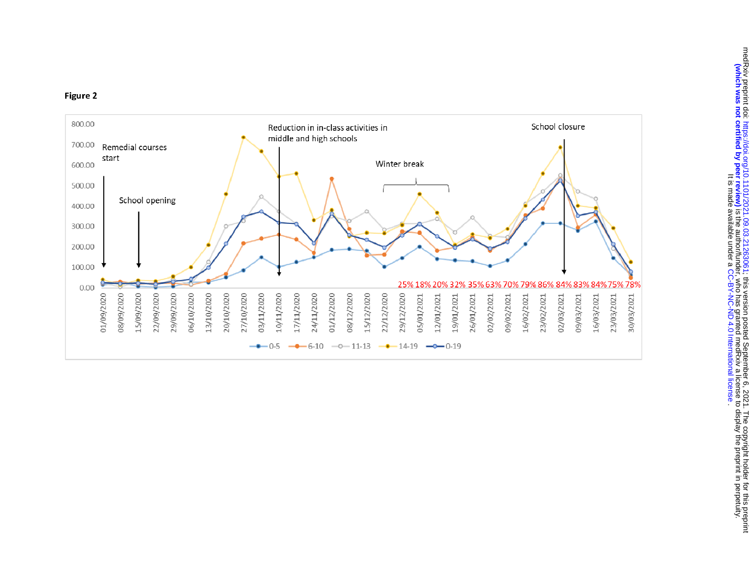**Figure 2**

800.00
700.00
600.00
500.00
400.00
300.00
200.00
100.00
0.00

Remedial courses start

School opening

Reduction in in-class activities in middle and high schools

Winter break

School closure

25% 18% 20% 32% 35% 63% 70% 79% 86% 84% 83% 84% 75% 78%

01/09/2020 08/09/2020 15/09/2020 22/09/2020 29/09/2020 06/10/2020 13/10/2020 20/10/2020 27/10/2020 03/11/2020 10/11/2020 17/11/2020 24/11/2020 01/12/2020 08/12/2020 15/12/2020 22/12/2020 29/12/2020 05/01/2021 12/01/2021 19/01/2021 26/01/2021 02/02/2021 09/02/2021 16/02/2021 23/02/2021 02/03/2021 09/03/2021 16/03/2021 23/03/2021 30/03/2021

0-5 6-10 11-13 14-19 0-19